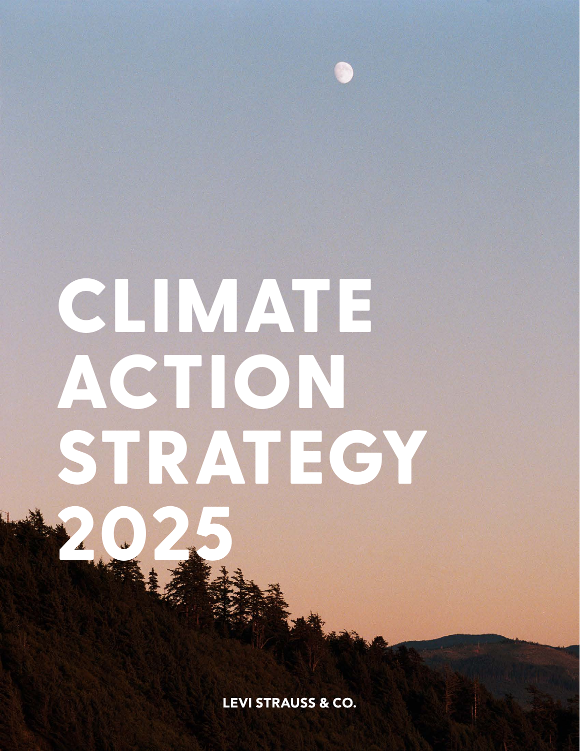# CLIMATE ACTION STRATEGY 2025

LEVI STRAUSS & CO.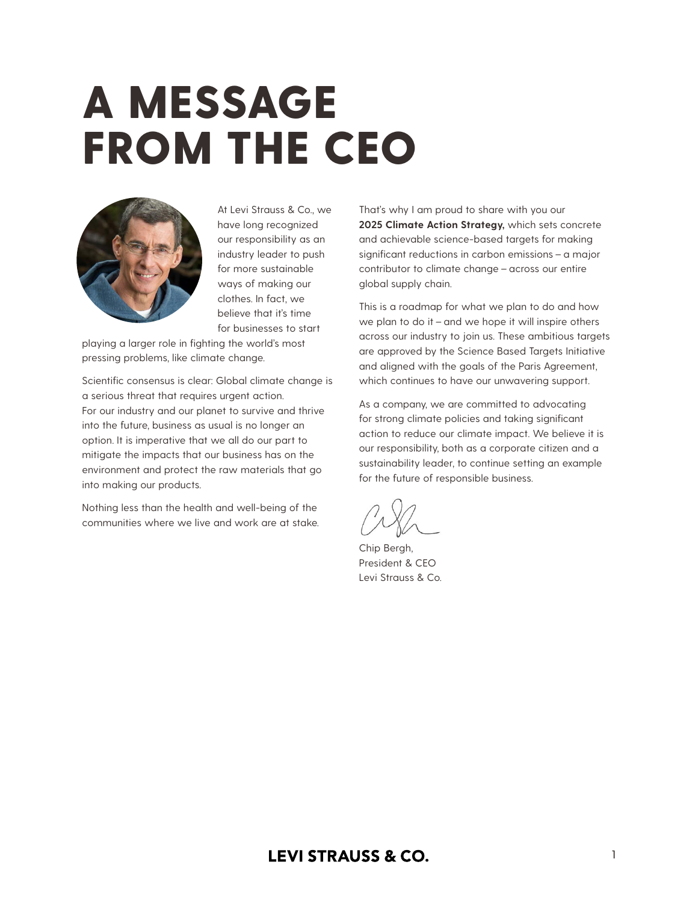# A MESSAGE FROM THE CEO

At Levi Strauss & Co., we have long recognized our responsibility as an industry leader to push for more sustainable ways of making our clothes. In fact, we believe that it's time for businesses to start playing a larger role in fighting the world's most pressing problems, like climate change.

Scientific consensus is clear: Global climate change is a serious threat that requires urgent action. For our industry and our planet to survive and thrive into the future, business as usual is no longer an option. It is imperative that we all do our part to mitigate the impacts that our business has on the environment and protect the raw materials that go into making our products.

Nothing less than the health and well-being of the communities where we live and work are at stake.

That's why I am proud to share with you our **2025 Climate Action Strategy,** which sets concrete and achievable science-based targets for making significant reductions in carbon emissions – a major contributor to climate change – across our entire global supply chain.

This is a roadmap for what we plan to do and how we plan to do it – and we hope it will inspire others across our industry to join us. These ambitious targets are approved by the Science Based Targets Initiative and aligned with the goals of the Paris Agreement, which continues to have our unwavering support.

As a company, we are committed to advocating for strong climate policies and taking significant action to reduce our climate impact. We believe it is our responsibility, both as a corporate citizen and a sustainability leader, to continue setting an example for the future of responsible business.

Chip Bergh,
President & CEO
Levi Strauss & Co.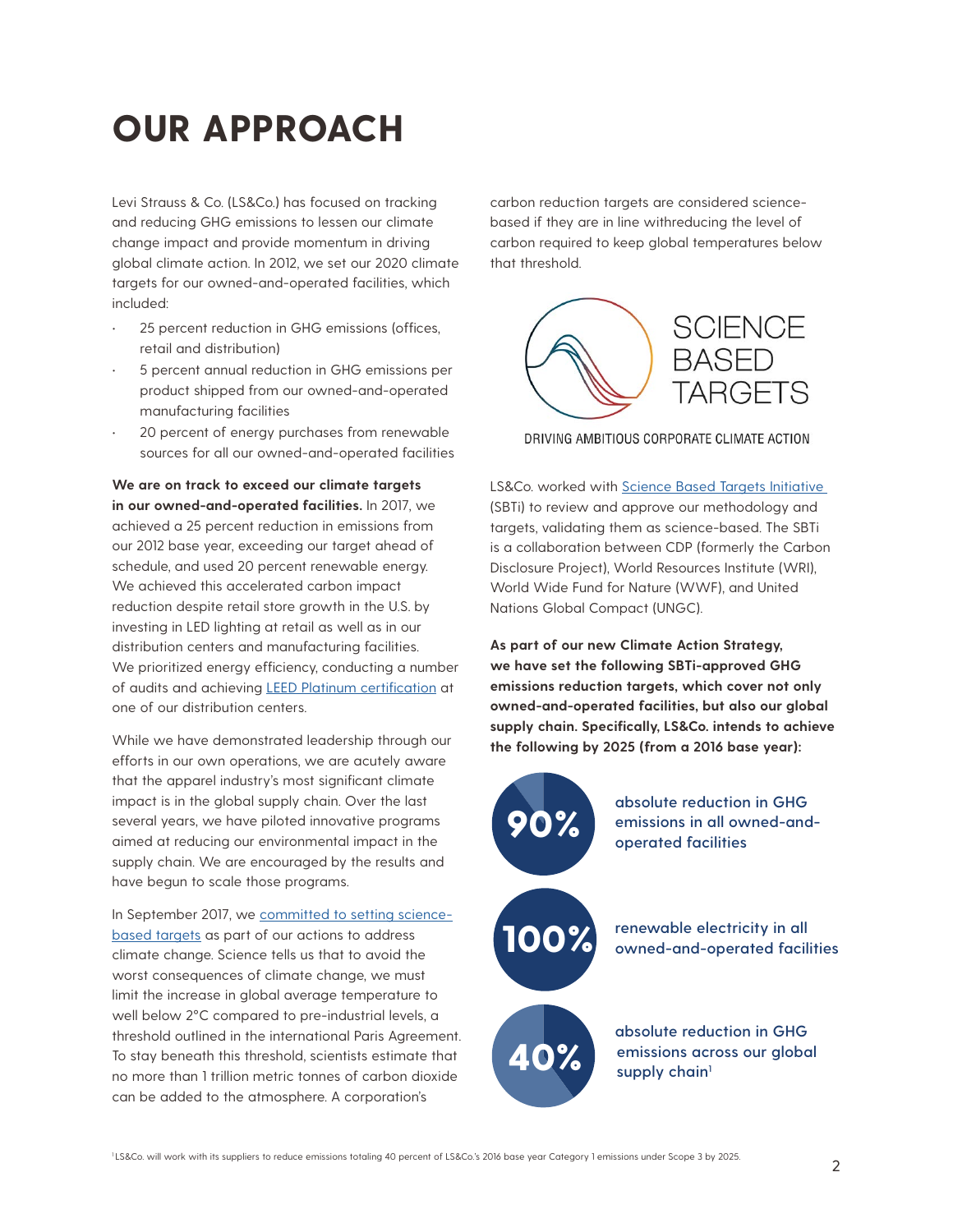# OUR APPROACH

Levi Strauss & Co. (LS&Co.) has focused on tracking and reducing GHG emissions to lessen our climate change impact and provide momentum in driving global climate action. In 2012, we set our 2020 climate targets for our owned-and-operated facilities, which included:

- 25 percent reduction in GHG emissions (offices, retail and distribution)
- 5 percent annual reduction in GHG emissions per product shipped from our owned-and-operated manufacturing facilities
- 20 percent of energy purchases from renewable sources for all our owned-and-operated facilities

**We are on track to exceed our climate targets in our owned-and-operated facilities.** In 2017, we achieved a 25 percent reduction in emissions from our 2012 base year, exceeding our target ahead of schedule, and used 20 percent renewable energy. We achieved this accelerated carbon impact reduction despite retail store growth in the U.S. by investing in LED lighting at retail as well as in our distribution centers and manufacturing facilities. We prioritized energy efficiency, conducting a number of audits and achieving LEED Platinum certification at one of our distribution centers.

While we have demonstrated leadership through our efforts in our own operations, we are acutely aware that the apparel industry's most significant climate impact is in the global supply chain. Over the last several years, we have piloted innovative programs aimed at reducing our environmental impact in the supply chain. We are encouraged by the results and have begun to scale those programs.

In September 2017, we committed to setting science-based targets as part of our actions to address climate change. Science tells us that to avoid the worst consequences of climate change, we must limit the increase in global average temperature to well below 2°C compared to pre-industrial levels, a threshold outlined in the international Paris Agreement. To stay beneath this threshold, scientists estimate that no more than 1 trillion metric tonnes of carbon dioxide can be added to the atmosphere. A corporation's carbon reduction targets are considered science-based if they are in line withreducing the level of carbon required to keep global temperatures below that threshold.

SCIENCE BASED TARGETS

DRIVING AMBITIOUS CORPORATE CLIMATE ACTION

LS&Co. worked with Science Based Targets Initiative (SBTi) to review and approve our methodology and targets, validating them as science-based. The SBTi is a collaboration between CDP (formerly the Carbon Disclosure Project), World Resources Institute (WRI), World Wide Fund for Nature (WWF), and United Nations Global Compact (UNGC).

**As part of our new Climate Action Strategy, we have set the following SBTi-approved GHG emissions reduction targets, which cover not only owned-and-operated facilities, but also our global supply chain. Specifically, LS&Co. intends to achieve the following by 2025 (from a 2016 base year):**

**90%** absolute reduction in GHG emissions in all owned-and-operated facilities

**100%** renewable electricity in all owned-and-operated facilities

**40%** absolute reduction in GHG emissions across our global supply chain[1]

[1] LS&Co. will work with its suppliers to reduce emissions totaling 40 percent of LS&Co.'s 2016 base year Category 1 emissions under Scope 3 by 2025.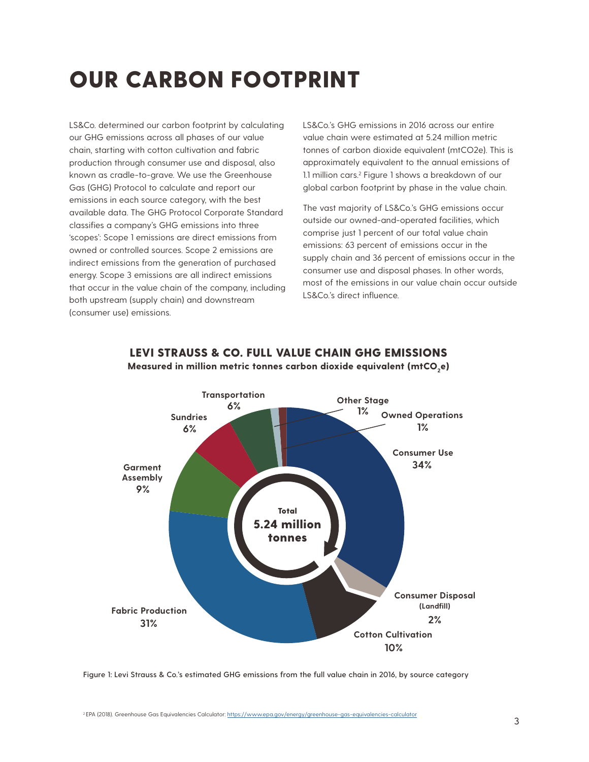# OUR CARBON FOOTPRINT

LS&Co. determined our carbon footprint by calculating our GHG emissions across all phases of our value chain, starting with cotton cultivation and fabric production through consumer use and disposal, also known as cradle-to-grave. We use the Greenhouse Gas (GHG) Protocol to calculate and report our emissions in each source category, with the best available data. The GHG Protocol Corporate Standard classifies a company's GHG emissions into three 'scopes': Scope 1 emissions are direct emissions from owned or controlled sources. Scope 2 emissions are indirect emissions from the generation of purchased energy. Scope 3 emissions are all indirect emissions that occur in the value chain of the company, including both upstream (supply chain) and downstream (consumer use) emissions.

LS&Co.'s GHG emissions in 2016 across our entire value chain were estimated at 5.24 million metric tonnes of carbon dioxide equivalent (mtCO2e). This is approximately equivalent to the annual emissions of 1.1 million cars.[2] Figure 1 shows a breakdown of our global carbon footprint by phase in the value chain.

The vast majority of LS&Co.'s GHG emissions occur outside our owned-and-operated facilities, which comprise just 1 percent of our total value chain emissions: 63 percent of emissions occur in the supply chain and 36 percent of emissions occur in the consumer use and disposal phases. In other words, most of the emissions in our value chain occur outside LS&Co.'s direct influence.

**LEVI STRAUSS & CO. FULL VALUE CHAIN GHG EMISSIONS**

**Measured in million metric tonnes carbon dioxide equivalent ($mtCO_2e$)**

Total 5.24 million tonnes

| Source category | Share |
|---|---|
| Consumer Use | 34% |
| Consumer Disposal (Landfill) | 2% |
| Cotton Cultivation | 10% |
| Fabric Production | 31% |
| Garment Assembly | 9% |
| Sundries | 6% |
| Transportation | 6% |
| Other Stage | 1% |
| Owned Operations | 1% |

Figure 1: Levi Strauss & Co.'s estimated GHG emissions from the full value chain in 2016, by source category

[2] EPA (2018). Greenhouse Gas Equivalencies Calculator: https://www.epa.gov/energy/greenhouse-gas-equivalencies-calculator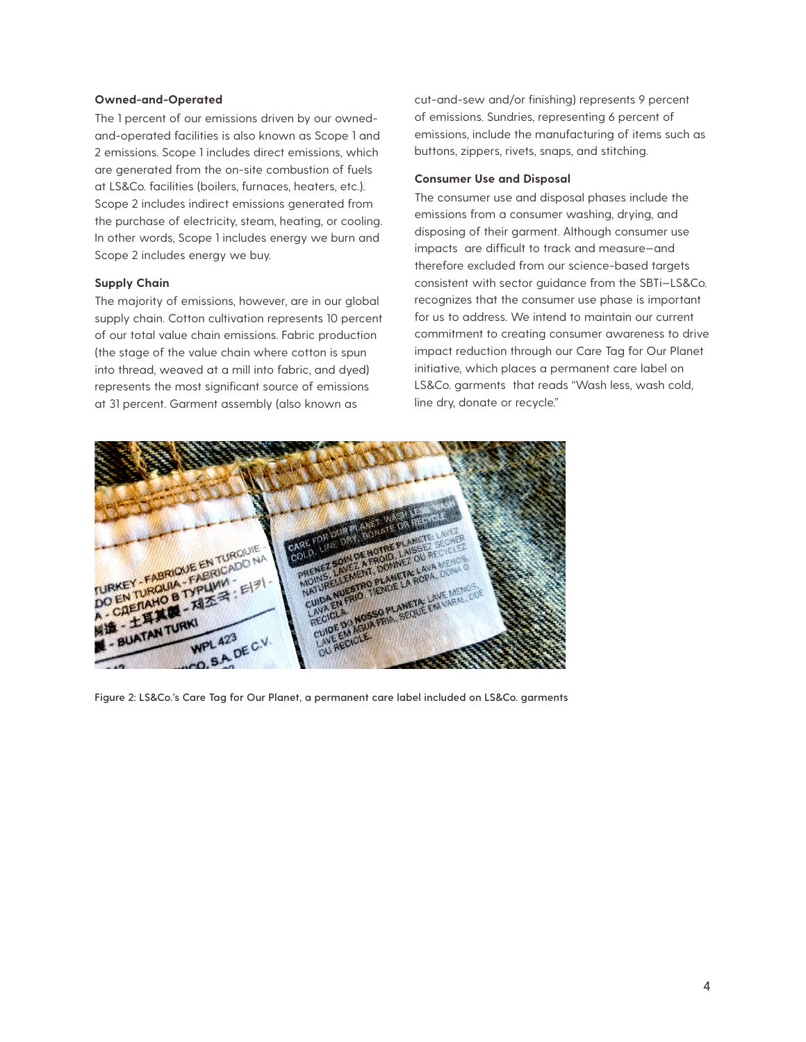**Owned-and-Operated**

The 1 percent of our emissions driven by our owned-and-operated facilities is also known as Scope 1 and 2 emissions. Scope 1 includes direct emissions, which are generated from the on-site combustion of fuels at LS&Co. facilities (boilers, furnaces, heaters, etc.). Scope 2 includes indirect emissions generated from the purchase of electricity, steam, heating, or cooling. In other words, Scope 1 includes energy we burn and Scope 2 includes energy we buy.

**Supply Chain**

The majority of emissions, however, are in our global supply chain. Cotton cultivation represents 10 percent of our total value chain emissions. Fabric production (the stage of the value chain where cotton is spun into thread, weaved at a mill into fabric, and dyed) represents the most significant source of emissions at 31 percent. Garment assembly (also known as cut-and-sew and/or finishing) represents 9 percent of emissions. Sundries, representing 6 percent of emissions, include the manufacturing of items such as buttons, zippers, rivets, snaps, and stitching.

**Consumer Use and Disposal**

The consumer use and disposal phases include the emissions from a consumer washing, drying, and disposing of their garment. Although consumer use impacts are difficult to track and measure—and therefore excluded from our science-based targets consistent with sector guidance from the SBTi—LS&Co. recognizes that the consumer use phase is important for us to address. We intend to maintain our current commitment to creating consumer awareness to drive impact reduction through our Care Tag for Our Planet initiative, which places a permanent care label on LS&Co. garments that reads "Wash less, wash cold, line dry, donate or recycle."

Figure 2: LS&Co.'s Care Tag for Our Planet, a permanent care label included on LS&Co. garments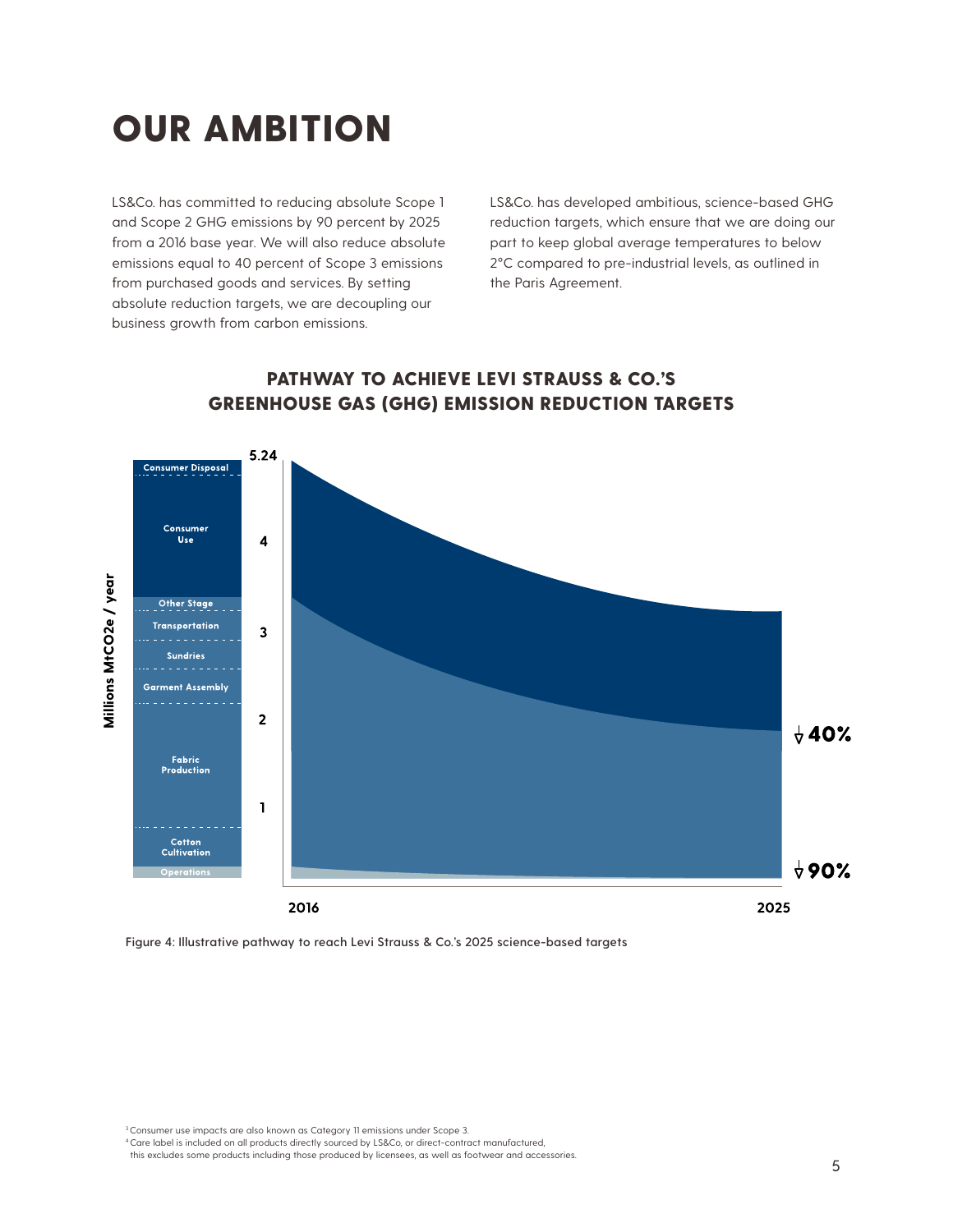# OUR AMBITION

LS&Co. has committed to reducing absolute Scope 1 and Scope 2 GHG emissions by 90 percent by 2025 from a 2016 base year. We will also reduce absolute emissions equal to 40 percent of Scope 3 emissions from purchased goods and services. By setting absolute reduction targets, we are decoupling our business growth from carbon emissions.

LS&Co. has developed ambitious, science-based GHG reduction targets, which ensure that we are doing our part to keep global average temperatures to below 2°C compared to pre-industrial levels, as outlined in the Paris Agreement.

## PATHWAY TO ACHIEVE LEVI STRAUSS & CO.'S GREENHOUSE GAS (GHG) EMISSION REDUCTION TARGETS

Millions $MtCO_2e$ / year

Consumer Disposal
Consumer Use
Other Stage
Transportation
Sundries
Garment Assembly
Fabric Production
Cotton Cultivation
Operations

5.24, 4, 3, 2, 1

2016 — 2025

↓40%

↓90%

Figure 4: Illustrative pathway to reach Levi Strauss & Co.'s 2025 science-based targets

[3] Consumer use impacts are also known as Category 11 emissions under Scope 3.

[4] Care label is included on all products directly sourced by LS&Co, or direct-contract manufactured, this excludes some products including those produced by licensees, as well as footwear and accessories.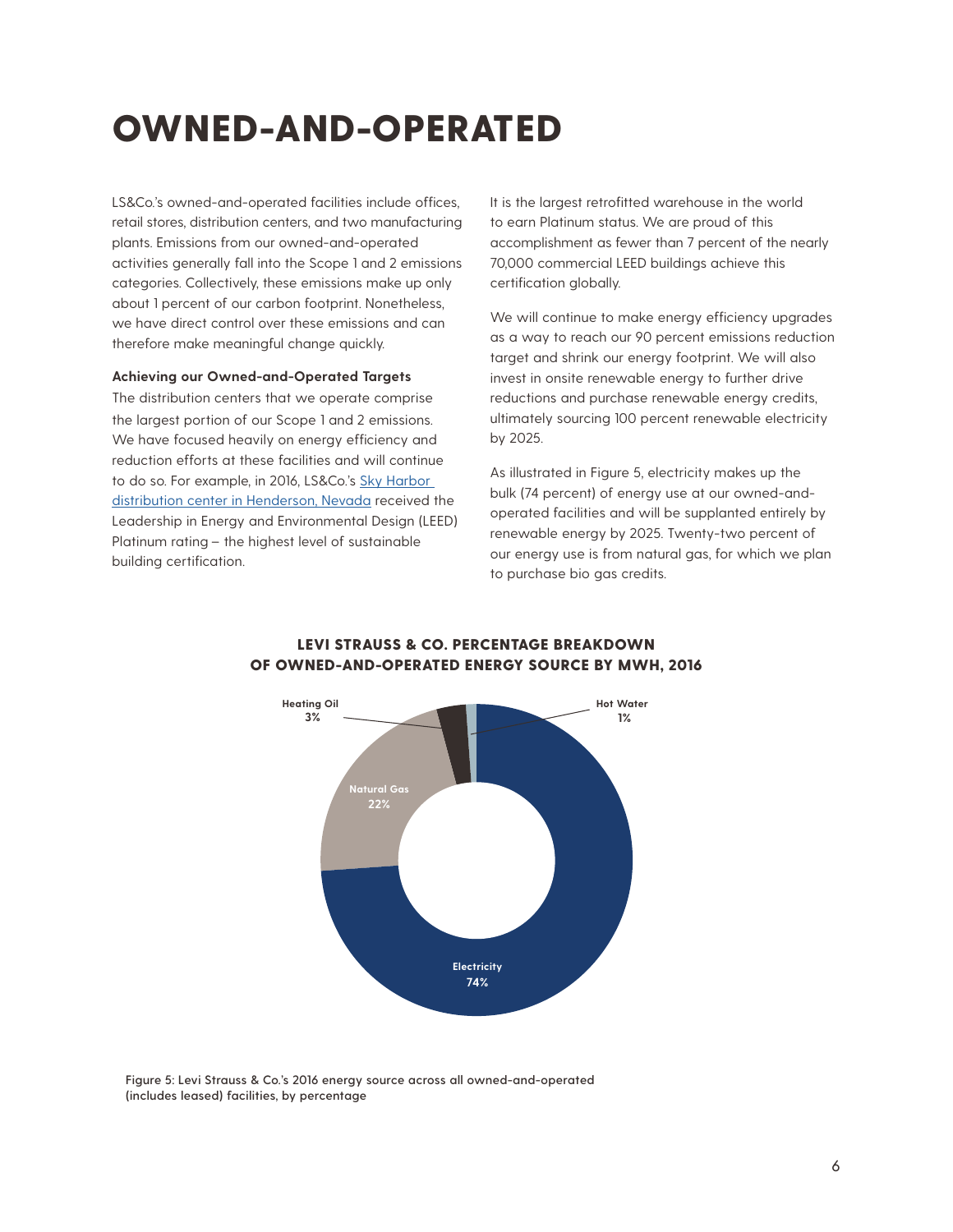# OWNED-AND-OPERATED

LS&Co.'s owned-and-operated facilities include offices, retail stores, distribution centers, and two manufacturing plants. Emissions from our owned-and-operated activities generally fall into the Scope 1 and 2 emissions categories. Collectively, these emissions make up only about 1 percent of our carbon footprint. Nonetheless, we have direct control over these emissions and can therefore make meaningful change quickly.

**Achieving our Owned-and-Operated Targets**

The distribution centers that we operate comprise the largest portion of our Scope 1 and 2 emissions. We have focused heavily on energy efficiency and reduction efforts at these facilities and will continue to do so. For example, in 2016, LS&Co.'s Sky Harbor distribution center in Henderson, Nevada received the Leadership in Energy and Environmental Design (LEED) Platinum rating – the highest level of sustainable building certification.

It is the largest retrofitted warehouse in the world to earn Platinum status. We are proud of this accomplishment as fewer than 7 percent of the nearly 70,000 commercial LEED buildings achieve this certification globally.

We will continue to make energy efficiency upgrades as a way to reach our 90 percent emissions reduction target and shrink our energy footprint. We will also invest in onsite renewable energy to further drive reductions and purchase renewable energy credits, ultimately sourcing 100 percent renewable electricity by 2025.

As illustrated in Figure 5, electricity makes up the bulk (74 percent) of energy use at our owned-and-operated facilities and will be supplanted entirely by renewable energy by 2025. Twenty-two percent of our energy use is from natural gas, for which we plan to purchase bio gas credits.

**LEVI STRAUSS & CO. PERCENTAGE BREAKDOWN OF OWNED-AND-OPERATED ENERGY SOURCE BY MWH, 2016**

| Energy Source | Percentage |
|---|---|
| Electricity | 74% |
| Natural Gas | 22% |
| Heating Oil | 3% |
| Hot Water | 1% |

Figure 5: Levi Strauss & Co.'s 2016 energy source across all owned-and-operated (includes leased) facilities, by percentage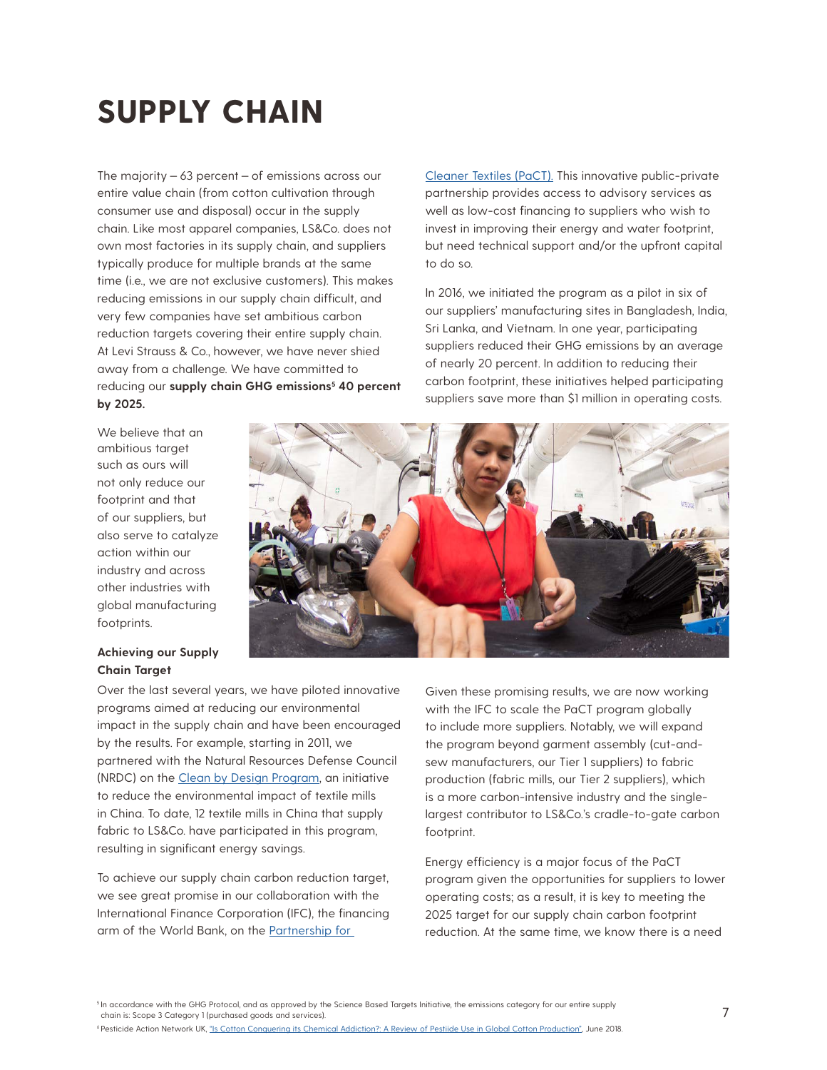# SUPPLY CHAIN

The majority – 63 percent – of emissions across our entire value chain (from cotton cultivation through consumer use and disposal) occur in the supply chain. Like most apparel companies, LS&Co. does not own most factories in its supply chain, and suppliers typically produce for multiple brands at the same time (i.e., we are not exclusive customers). This makes reducing emissions in our supply chain difficult, and very few companies have set ambitious carbon reduction targets covering their entire supply chain. At Levi Strauss & Co., however, we have never shied away from a challenge. We have committed to reducing our **supply chain GHG emissions[5] 40 percent by 2025.**

We believe that an ambitious target such as ours will not only reduce our footprint and that of our suppliers, but also serve to catalyze action within our industry and across other industries with global manufacturing footprints.

### Achieving our Supply Chain Target

Over the last several years, we have piloted innovative programs aimed at reducing our environmental impact in the supply chain and have been encouraged by the results. For example, starting in 2011, we partnered with the Natural Resources Defense Council (NRDC) on the Clean by Design Program, an initiative to reduce the environmental impact of textile mills in China. To date, 12 textile mills in China that supply fabric to LS&Co. have participated in this program, resulting in significant energy savings.

To achieve our supply chain carbon reduction target, we see great promise in our collaboration with the International Finance Corporation (IFC), the financing arm of the World Bank, on the Partnership for Cleaner Textiles (PaCT). This innovative public-private partnership provides access to advisory services as well as low-cost financing to suppliers who wish to invest in improving their energy and water footprint, but need technical support and/or the upfront capital to do so.

In 2016, we initiated the program as a pilot in six of our suppliers' manufacturing sites in Bangladesh, India, Sri Lanka, and Vietnam. In one year, participating suppliers reduced their GHG emissions by an average of nearly 20 percent. In addition to reducing their carbon footprint, these initiatives helped participating suppliers save more than $1 million in operating costs.

Given these promising results, we are now working with the IFC to scale the PaCT program globally to include more suppliers. Notably, we will expand the program beyond garment assembly (cut-and-sew manufacturers, our Tier 1 suppliers) to fabric production (fabric mills, our Tier 2 suppliers), which is a more carbon-intensive industry and the single-largest contributor to LS&Co.'s cradle-to-gate carbon footprint.

Energy efficiency is a major focus of the PaCT program given the opportunities for suppliers to lower operating costs; as a result, it is key to meeting the 2025 target for our supply chain carbon footprint reduction. At the same time, we know there is a need

[5] In accordance with the GHG Protocol, and as approved by the Science Based Targets Initiative, the emissions category for our entire supply chain is: Scope 3 Category 1 (purchased goods and services).

[6] Pesticide Action Network UK, "Is Cotton Conquering its Chemical Addiction?: A Review of Pestiide Use in Global Cotton Production", June 2018.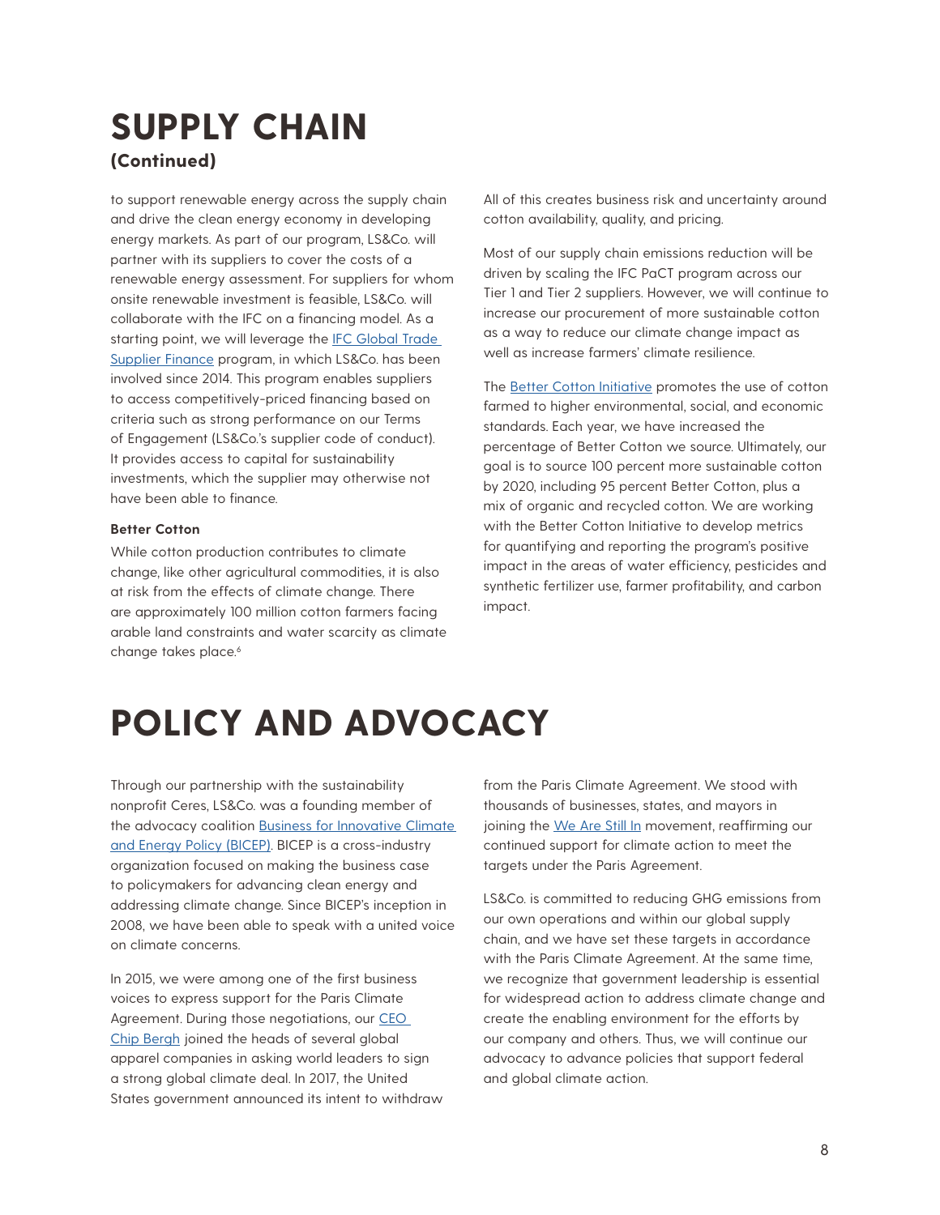# SUPPLY CHAIN
**(Continued)**

to support renewable energy across the supply chain and drive the clean energy economy in developing energy markets. As part of our program, LS&Co. will partner with its suppliers to cover the costs of a renewable energy assessment. For suppliers for whom onsite renewable investment is feasible, LS&Co. will collaborate with the IFC on a financing model. As a starting point, we will leverage the IFC Global Trade Supplier Finance program, in which LS&Co. has been involved since 2014. This program enables suppliers to access competitively-priced financing based on criteria such as strong performance on our Terms of Engagement (LS&Co.'s supplier code of conduct). It provides access to capital for sustainability investments, which the supplier may otherwise not have been able to finance.

**Better Cotton**

While cotton production contributes to climate change, like other agricultural commodities, it is also at risk from the effects of climate change. There are approximately 100 million cotton farmers facing arable land constraints and water scarcity as climate change takes place.[6]

All of this creates business risk and uncertainty around cotton availability, quality, and pricing.

Most of our supply chain emissions reduction will be driven by scaling the IFC PaCT program across our Tier 1 and Tier 2 suppliers. However, we will continue to increase our procurement of more sustainable cotton as a way to reduce our climate change impact as well as increase farmers' climate resilience.

The Better Cotton Initiative promotes the use of cotton farmed to higher environmental, social, and economic standards. Each year, we have increased the percentage of Better Cotton we source. Ultimately, our goal is to source 100 percent more sustainable cotton by 2020, including 95 percent Better Cotton, plus a mix of organic and recycled cotton. We are working with the Better Cotton Initiative to develop metrics for quantifying and reporting the program's positive impact in the areas of water efficiency, pesticides and synthetic fertilizer use, farmer profitability, and carbon impact.

# POLICY AND ADVOCACY

Through our partnership with the sustainability nonprofit Ceres, LS&Co. was a founding member of the advocacy coalition Business for Innovative Climate and Energy Policy (BICEP). BICEP is a cross-industry organization focused on making the business case to policymakers for advancing clean energy and addressing climate change. Since BICEP's inception in 2008, we have been able to speak with a united voice on climate concerns.

In 2015, we were among one of the first business voices to express support for the Paris Climate Agreement. During those negotiations, our CEO Chip Bergh joined the heads of several global apparel companies in asking world leaders to sign a strong global climate deal. In 2017, the United States government announced its intent to withdraw from the Paris Climate Agreement. We stood with thousands of businesses, states, and mayors in joining the We Are Still In movement, reaffirming our continued support for climate action to meet the targets under the Paris Agreement.

LS&Co. is committed to reducing GHG emissions from our own operations and within our global supply chain, and we have set these targets in accordance with the Paris Climate Agreement. At the same time, we recognize that government leadership is essential for widespread action to address climate change and create the enabling environment for the efforts by our company and others. Thus, we will continue our advocacy to advance policies that support federal and global climate action.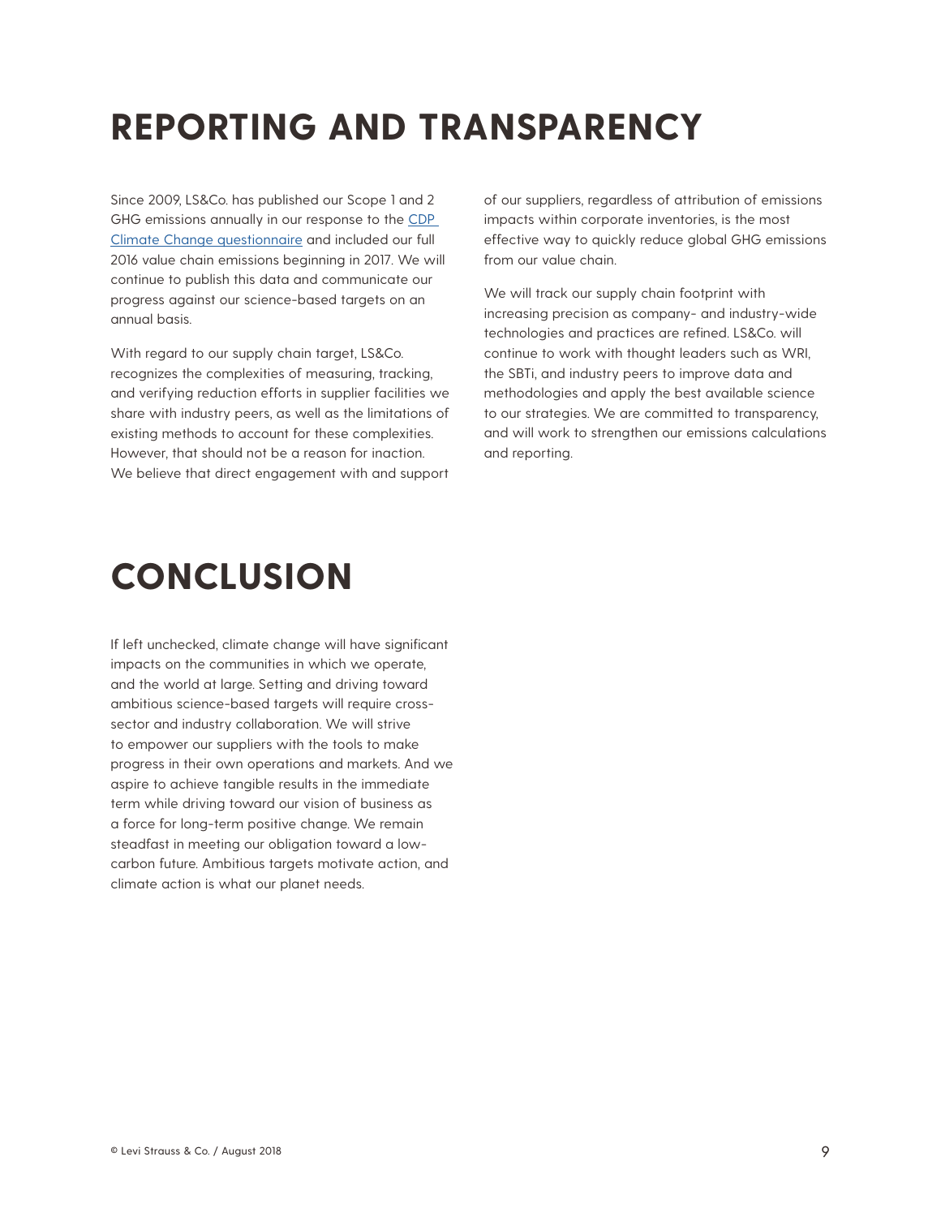# REPORTING AND TRANSPARENCY

Since 2009, LS&Co. has published our Scope 1 and 2 GHG emissions annually in our response to the CDP Climate Change questionnaire and included our full 2016 value chain emissions beginning in 2017. We will continue to publish this data and communicate our progress against our science-based targets on an annual basis.

With regard to our supply chain target, LS&Co. recognizes the complexities of measuring, tracking, and verifying reduction efforts in supplier facilities we share with industry peers, as well as the limitations of existing methods to account for these complexities. However, that should not be a reason for inaction. We believe that direct engagement with and support of our suppliers, regardless of attribution of emissions impacts within corporate inventories, is the most effective way to quickly reduce global GHG emissions from our value chain.

We will track our supply chain footprint with increasing precision as company- and industry-wide technologies and practices are refined. LS&Co. will continue to work with thought leaders such as WRI, the SBTi, and industry peers to improve data and methodologies and apply the best available science to our strategies. We are committed to transparency, and will work to strengthen our emissions calculations and reporting.

# CONCLUSION

If left unchecked, climate change will have significant impacts on the communities in which we operate, and the world at large. Setting and driving toward ambitious science-based targets will require cross-sector and industry collaboration. We will strive to empower our suppliers with the tools to make progress in their own operations and markets. And we aspire to achieve tangible results in the immediate term while driving toward our vision of business as a force for long-term positive change. We remain steadfast in meeting our obligation toward a low-carbon future. Ambitious targets motivate action, and climate action is what our planet needs.

© Levi Strauss & Co. / August 2018